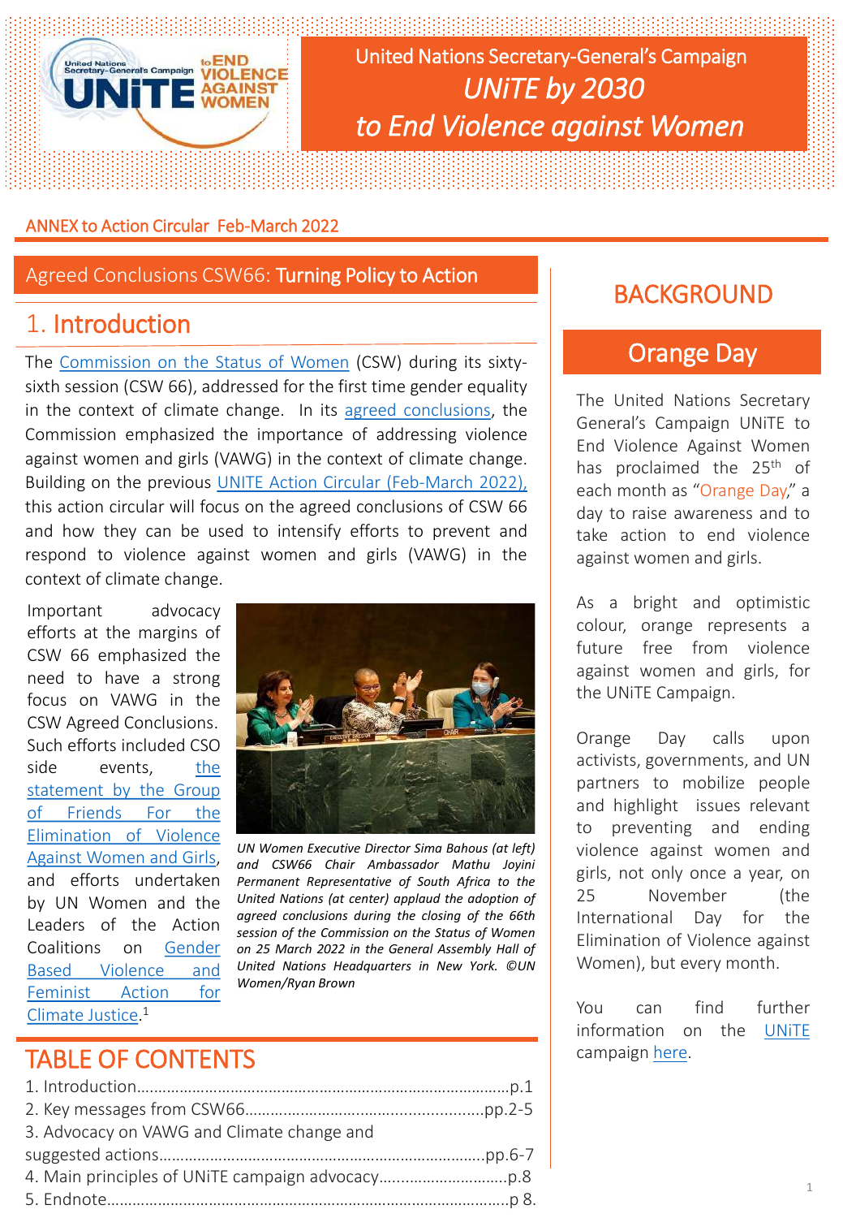United Nations Secretary-General's Campaign

# *UNiTE by 2030*
# *to End Violence against Women*

ANNEX to Action Circular Feb-March 2022

## Agreed Conclusions CSW66: **Turning Policy to Action**

## 1. Introduction

The Commission on the Status of Women (CSW) during its sixty-sixth session (CSW 66), addressed for the first time gender equality in the context of climate change. In its agreed conclusions, the Commission emphasized the importance of addressing violence against women and girls (VAWG) in the context of climate change. Building on the previous UNITE Action Circular (Feb-March 2022), this action circular will focus on the agreed conclusions of CSW 66 and how they can be used to intensify efforts to prevent and respond to violence against women and girls (VAWG) in the context of climate change.

Important advocacy efforts at the margins of CSW 66 emphasized the need to have a strong focus on VAWG in the CSW Agreed Conclusions. Such efforts included CSO side events, the statement by the Group of Friends For the Elimination of Violence Against Women and Girls, and efforts undertaken by UN Women and the Leaders of the Action Coalitions on Gender Based Violence and Feminist Action for Climate Justice.[1]

*UN Women Executive Director Sima Bahous (at left) and CSW66 Chair Ambassador Mathu Joyini Permanent Representative of South Africa to the United Nations (at center) applaud the adoption of agreed conclusions during the closing of the 66th session of the Commission on the Status of Women on 25 March 2022 in the General Assembly Hall of United Nations Headquarters in New York. ©UN Women/Ryan Brown*

## TABLE OF CONTENTS

1. Introduction........................................................................................p.1
2. Key messages from CSW66.......................................................pp.2-5
3. Advocacy on VAWG and Climate change and suggested actions..........................................................................pp.6-7
4. Main principles of UNiTE campaign advocacy.............................p.8
5. Endnote.............................................................................................p 8.

## BACKGROUND

### Orange Day

The United Nations Secretary General's Campaign UNiTE to End Violence Against Women has proclaimed the 25th of each month as "Orange Day," a day to raise awareness and to take action to end violence against women and girls.

As a bright and optimistic colour, orange represents a future free from violence against women and girls, for the UNiTE Campaign.

Orange Day calls upon activists, governments, and UN partners to mobilize people and highlight issues relevant to preventing and ending violence against women and girls, not only once a year, on 25 November (the International Day for the Elimination of Violence against Women), but every month.

You can find further information on the UNiTE campaign here.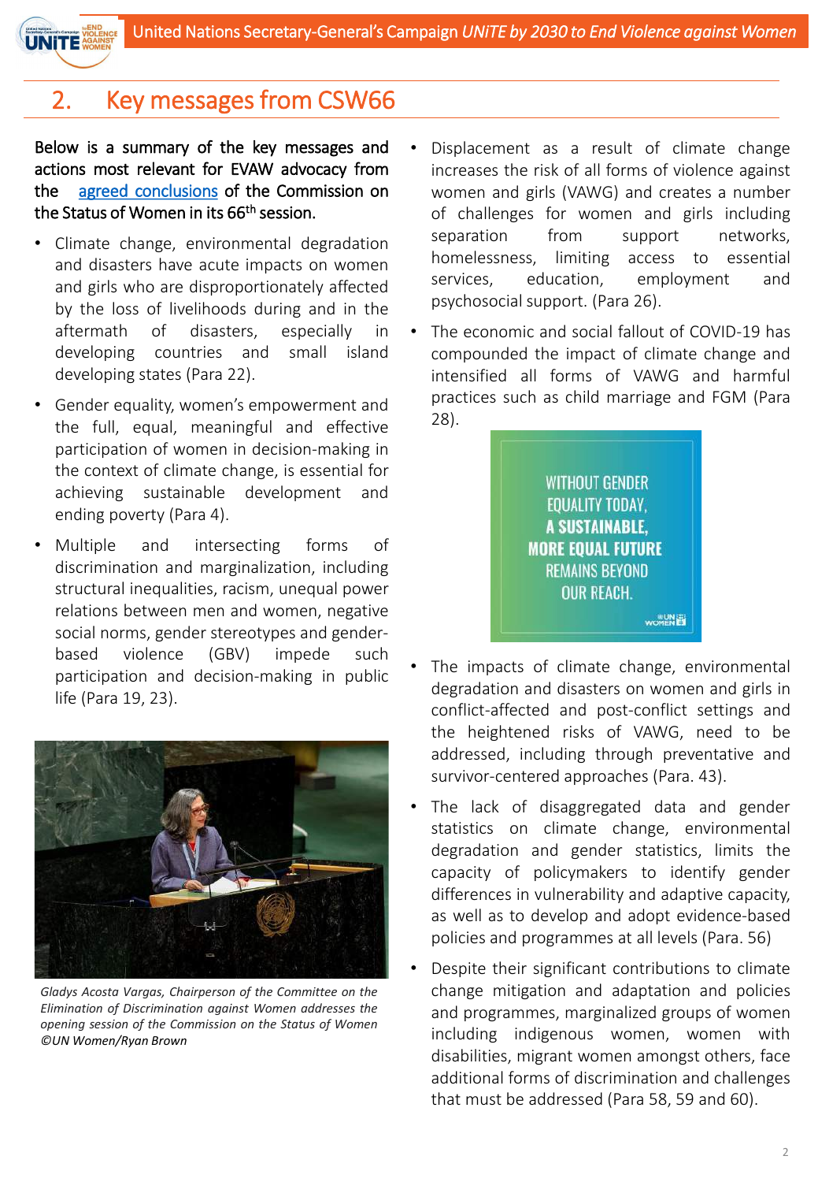## 2. Key messages from CSW66

**Below is a summary of the key messages and actions most relevant for EVAW advocacy from the agreed conclusions of the Commission on the Status of Women in its 66th session.**

- Climate change, environmental degradation and disasters have acute impacts on women and girls who are disproportionately affected by the loss of livelihoods during and in the aftermath of disasters, especially in developing countries and small island developing states (Para 22).
- Gender equality, women's empowerment and the full, equal, meaningful and effective participation of women in decision-making in the context of climate change, is essential for achieving sustainable development and ending poverty (Para 4).
- Multiple and intersecting forms of discrimination and marginalization, including structural inequalities, racism, unequal power relations between men and women, negative social norms, gender stereotypes and gender-based violence (GBV) impede such participation and decision-making in public life (Para 19, 23).

*Gladys Acosta Vargas, Chairperson of the Committee on the Elimination of Discrimination against Women addresses the opening session of the Commission on the Status of Women ©UN Women/Ryan Brown*

- Displacement as a result of climate change increases the risk of all forms of violence against women and girls (VAWG) and creates a number of challenges for women and girls including separation from support networks, homelessness, limiting access to essential services, education, employment and psychosocial support. (Para 26).
- The economic and social fallout of COVID-19 has compounded the impact of climate change and intensified all forms of VAWG and harmful practices such as child marriage and FGM (Para 28).

WITHOUT GENDER EQUALITY TODAY, **A SUSTAINABLE, MORE EQUAL FUTURE** REMAINS BEYOND OUR REACH.

- The impacts of climate change, environmental degradation and disasters on women and girls in conflict-affected and post-conflict settings and the heightened risks of VAWG, need to be addressed, including through preventative and survivor-centered approaches (Para. 43).
- The lack of disaggregated data and gender statistics on climate change, environmental degradation and gender statistics, limits the capacity of policymakers to identify gender differences in vulnerability and adaptive capacity, as well as to develop and adopt evidence-based policies and programmes at all levels (Para. 56)
- Despite their significant contributions to climate change mitigation and adaptation and policies and programmes, marginalized groups of women including indigenous women, women with disabilities, migrant women amongst others, face additional forms of discrimination and challenges that must be addressed (Para 58, 59 and 60).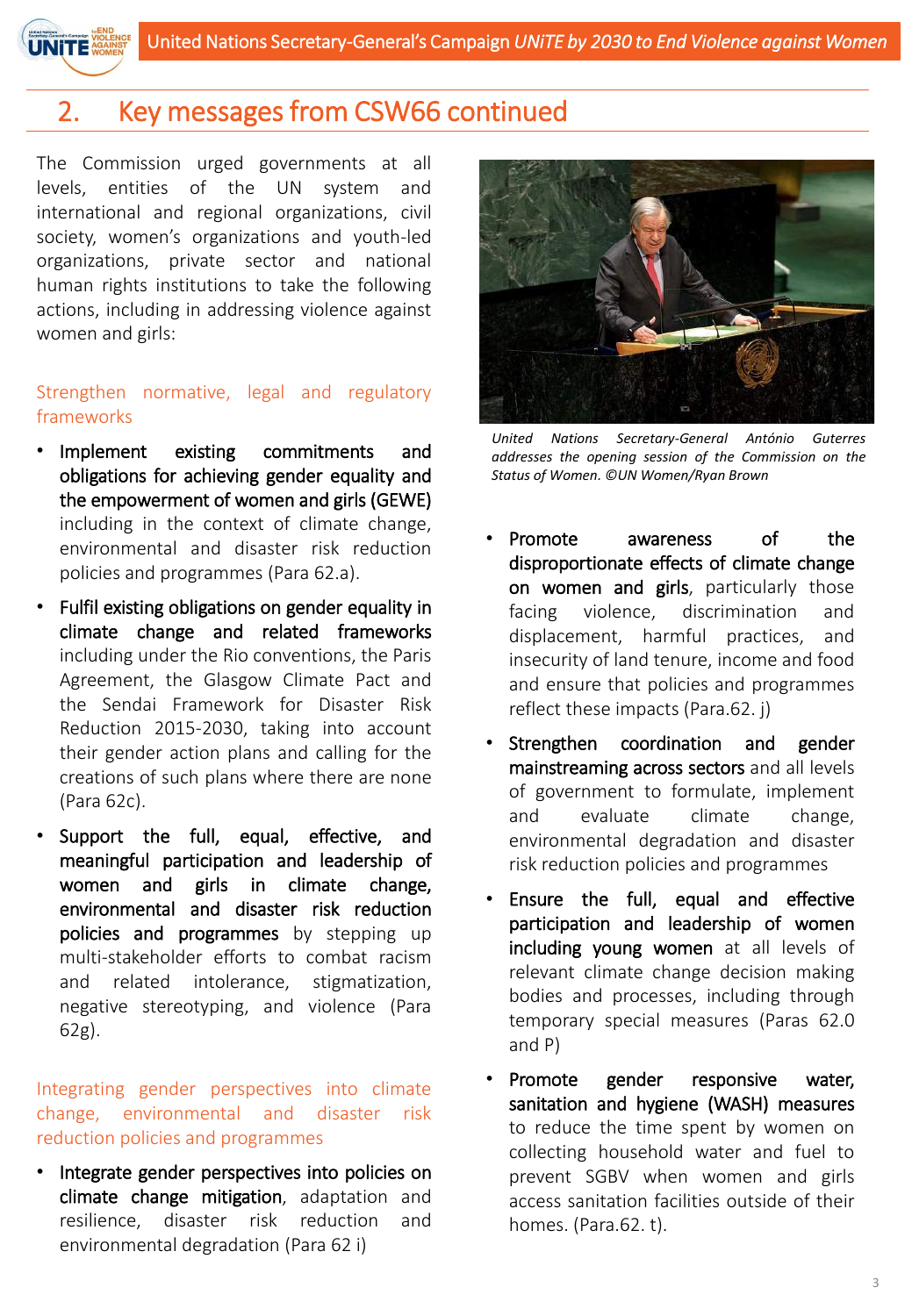## 2. Key messages from CSW66 continued

The Commission urged governments at all levels, entities of the UN system and international and regional organizations, civil society, women's organizations and youth-led organizations, private sector and national human rights institutions to take the following actions, including in addressing violence against women and girls:

### Strengthen normative, legal and regulatory frameworks

- **Implement existing commitments and obligations for achieving gender equality and the empowerment of women and girls (GEWE)** including in the context of climate change, environmental and disaster risk reduction policies and programmes (Para 62.a).
- **Fulfil existing obligations on gender equality in climate change and related frameworks** including under the Rio conventions, the Paris Agreement, the Glasgow Climate Pact and the Sendai Framework for Disaster Risk Reduction 2015-2030, taking into account their gender action plans and calling for the creations of such plans where there are none (Para 62c).
- **Support the full, equal, effective, and meaningful participation and leadership of women and girls in climate change, environmental and disaster risk reduction policies and programmes** by stepping up multi-stakeholder efforts to combat racism and related intolerance, stigmatization, negative stereotyping, and violence (Para 62g).

### Integrating gender perspectives into climate change, environmental and disaster risk reduction policies and programmes

- **Integrate gender perspectives into policies on climate change mitigation**, adaptation and resilience, disaster risk reduction and environmental degradation (Para 62 i)

*United Nations Secretary-General António Guterres addresses the opening session of the Commission on the Status of Women. ©UN Women/Ryan Brown*

- **Promote awareness of the disproportionate effects of climate change on women and girls**, particularly those facing violence, discrimination and displacement, harmful practices, and insecurity of land tenure, income and food and ensure that policies and programmes reflect these impacts (Para.62. j)
- **Strengthen coordination and gender mainstreaming across sectors** and all levels of government to formulate, implement and evaluate climate change, environmental degradation and disaster risk reduction policies and programmes
- **Ensure the full, equal and effective participation and leadership of women including young women** at all levels of relevant climate change decision making bodies and processes, including through temporary special measures (Paras 62.0 and P)
- **Promote gender responsive water, sanitation and hygiene (WASH) measures** to reduce the time spent by women on collecting household water and fuel to prevent SGBV when women and girls access sanitation facilities outside of their homes. (Para.62. t).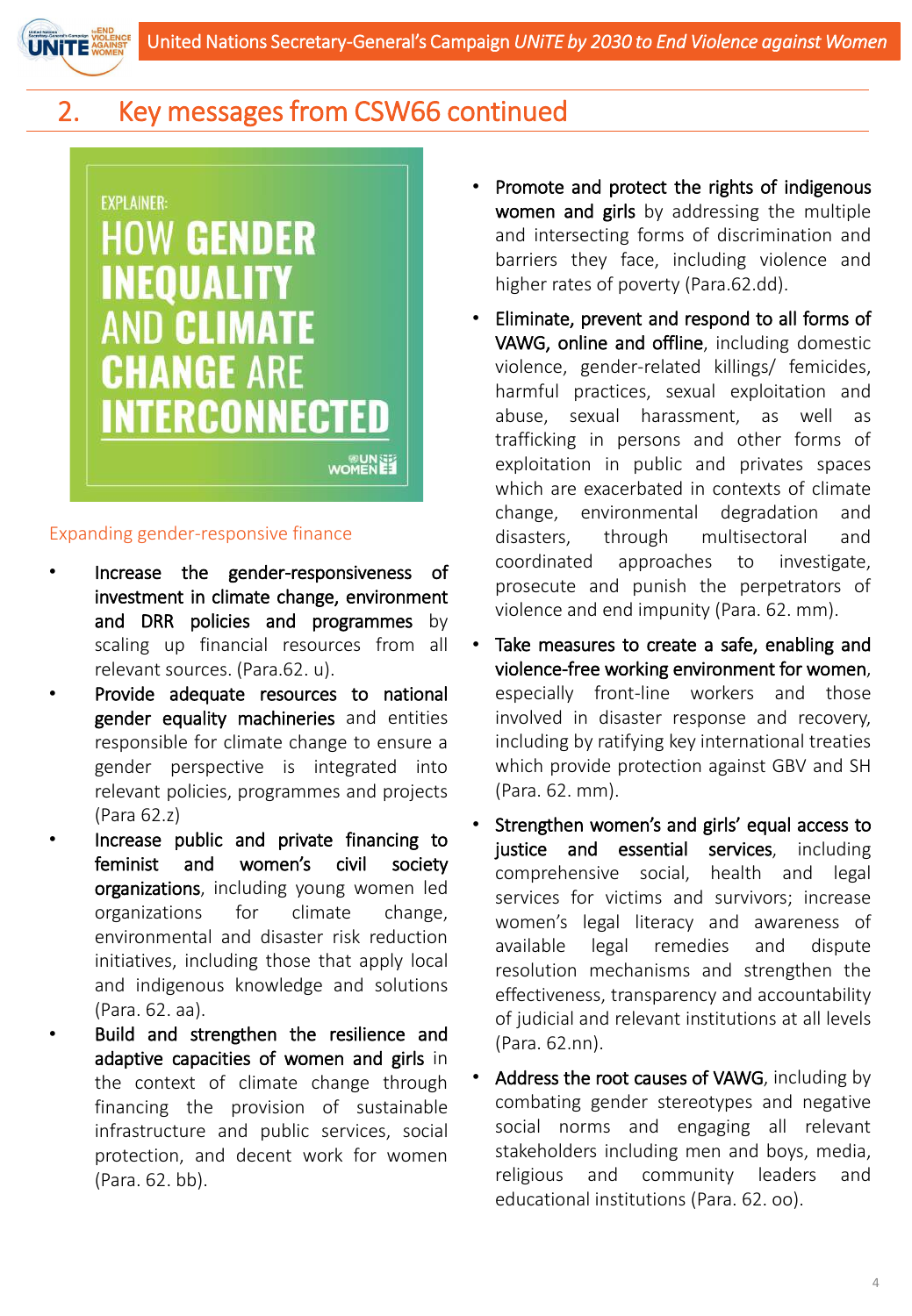## 2. Key messages from CSW66 continued

EXPLAINER:
HOW GENDER INEQUALITY AND CLIMATE CHANGE ARE INTERCONNECTED

UN WOMEN

Expanding gender-responsive finance

- Increase the gender-responsiveness of investment in climate change, environment and DRR policies and programmes by scaling up financial resources from all relevant sources. (Para.62. u).
- Provide adequate resources to national gender equality machineries and entities responsible for climate change to ensure a gender perspective is integrated into relevant policies, programmes and projects (Para 62.z)
- Increase public and private financing to feminist and women's civil society organizations, including young women led organizations for climate change, environmental and disaster risk reduction initiatives, including those that apply local and indigenous knowledge and solutions (Para. 62. aa).
- Build and strengthen the resilience and adaptive capacities of women and girls in the context of climate change through financing the provision of sustainable infrastructure and public services, social protection, and decent work for women (Para. 62. bb).
- Promote and protect the rights of indigenous women and girls by addressing the multiple and intersecting forms of discrimination and barriers they face, including violence and higher rates of poverty (Para.62.dd).
- Eliminate, prevent and respond to all forms of VAWG, online and offline, including domestic violence, gender-related killings/ femicides, harmful practices, sexual exploitation and abuse, sexual harassment, as well as trafficking in persons and other forms of exploitation in public and privates spaces which are exacerbated in contexts of climate change, environmental degradation and disasters, through multisectoral and coordinated approaches to investigate, prosecute and punish the perpetrators of violence and end impunity (Para. 62. mm).
- Take measures to create a safe, enabling and violence-free working environment for women, especially front-line workers and those involved in disaster response and recovery, including by ratifying key international treaties which provide protection against GBV and SH (Para. 62. mm).
- Strengthen women's and girls' equal access to justice and essential services, including comprehensive social, health and legal services for victims and survivors; increase women's legal literacy and awareness of available legal remedies and dispute resolution mechanisms and strengthen the effectiveness, transparency and accountability of judicial and relevant institutions at all levels (Para. 62.nn).
- Address the root causes of VAWG, including by combating gender stereotypes and negative social norms and engaging all relevant stakeholders including men and boys, media, religious and community leaders and educational institutions (Para. 62. oo).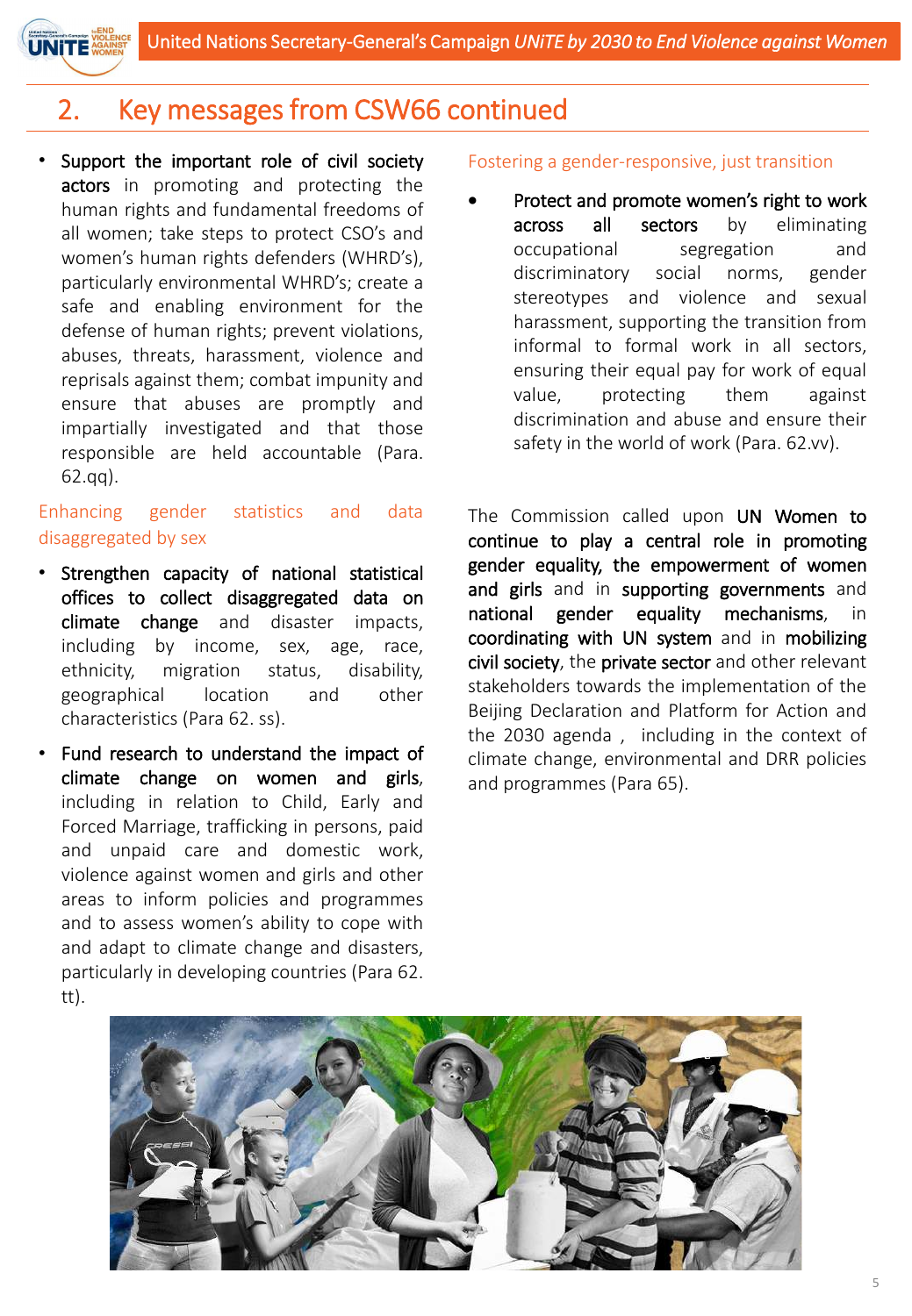## 2. Key messages from CSW66 continued

- **Support the important role of civil society actors** in promoting and protecting the human rights and fundamental freedoms of all women; take steps to protect CSO's and women's human rights defenders (WHRD's), particularly environmental WHRD's; create a safe and enabling environment for the defense of human rights; prevent violations, abuses, threats, harassment, violence and reprisals against them; combat impunity and ensure that abuses are promptly and impartially investigated and that those responsible are held accountable (Para. 62.qq).

### Enhancing gender statistics and data disaggregated by sex

- **Strengthen capacity of national statistical offices to collect disaggregated data on climate change** and disaster impacts, including by income, sex, age, race, ethnicity, migration status, disability, geographical location and other characteristics (Para 62. ss).
- **Fund research to understand the impact of climate change on women and girls**, including in relation to Child, Early and Forced Marriage, trafficking in persons, paid and unpaid care and domestic work, violence against women and girls and other areas to inform policies and programmes and to assess women's ability to cope with and adapt to climate change and disasters, particularly in developing countries (Para 62. tt).

### Fostering a gender-responsive, just transition

- **Protect and promote women's right to work across all sectors** by eliminating occupational segregation and discriminatory social norms, gender stereotypes and violence and sexual harassment, supporting the transition from informal to formal work in all sectors, ensuring their equal pay for work of equal value, protecting them against discrimination and abuse and ensure their safety in the world of work (Para. 62.vv).

The Commission called upon **UN Women to continue to play a central role in promoting gender equality, the empowerment of women and girls** and in **supporting governments** and **national gender equality mechanisms**, in **coordinating with UN system** and in **mobilizing civil society**, the **private sector** and other relevant stakeholders towards the implementation of the Beijing Declaration and Platform for Action and the 2030 agenda , including in the context of climate change, environmental and DRR policies and programmes (Para 65).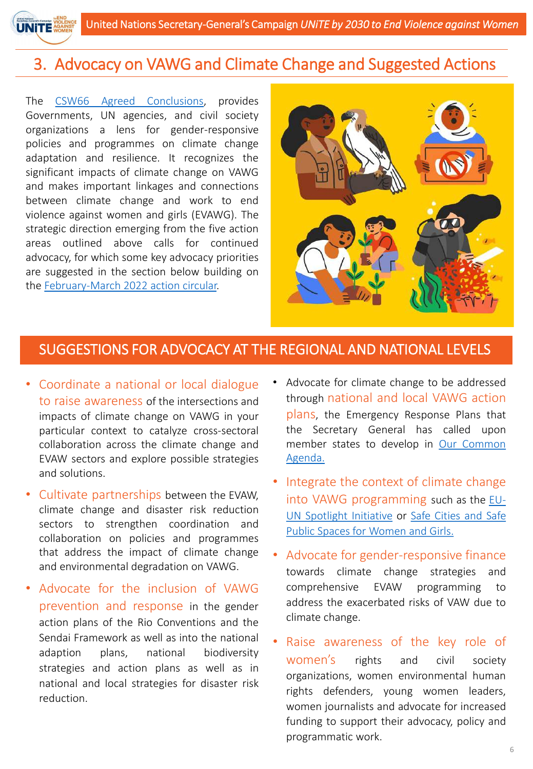## 3. Advocacy on VAWG and Climate Change and Suggested Actions

The CSW66 Agreed Conclusions, provides Governments, UN agencies, and civil society organizations a lens for gender-responsive policies and programmes on climate change adaptation and resilience. It recognizes the significant impacts of climate change on VAWG and makes important linkages and connections between climate change and work to end violence against women and girls (EVAWG). The strategic direction emerging from the five action areas outlined above calls for continued advocacy, for which some key advocacy priorities are suggested in the section below building on the February-March 2022 action circular.

### SUGGESTIONS FOR ADVOCACY AT THE REGIONAL AND NATIONAL LEVELS

- **Coordinate a national or local dialogue to raise awareness** of the intersections and impacts of climate change on VAWG in your particular context to catalyze cross-sectoral collaboration across the climate change and EVAW sectors and explore possible strategies and solutions.
- **Cultivate partnerships** between the EVAW, climate change and disaster risk reduction sectors to strengthen coordination and collaboration on policies and programmes that address the impact of climate change and environmental degradation on VAWG.
- **Advocate for the inclusion of VAWG prevention and response** in the gender action plans of the Rio Conventions and the Sendai Framework as well as into the national adaption plans, national biodiversity strategies and action plans as well as in national and local strategies for disaster risk reduction.
- Advocate for climate change to be addressed through **national and local VAWG action plans**, the Emergency Response Plans that the Secretary General has called upon member states to develop in Our Common Agenda.
- **Integrate the context of climate change into VAWG programming** such as the EU-UN Spotlight Initiative or Safe Cities and Safe Public Spaces for Women and Girls.
- **Advocate for gender-responsive finance** towards climate change strategies and comprehensive EVAW programming to address the exacerbated risks of VAW due to climate change.
- **Raise awareness of the key role of women's** rights and civil society organizations, women environmental human rights defenders, young women leaders, women journalists and advocate for increased funding to support their advocacy, policy and programmatic work.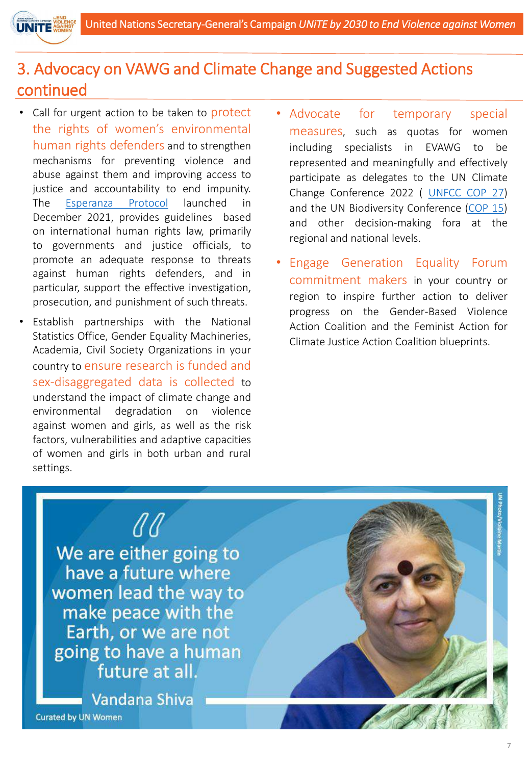## 3. Advocacy on VAWG and Climate Change and Suggested Actions continued

- Call for urgent action to be taken to protect the rights of women's environmental human rights defenders and to strengthen mechanisms for preventing violence and abuse against them and improving access to justice and accountability to end impunity. The Esperanza Protocol launched in December 2021, provides guidelines based on international human rights law, primarily to governments and justice officials, to promote an adequate response to threats against human rights defenders, and in particular, support the effective investigation, prosecution, and punishment of such threats.
- Establish partnerships with the National Statistics Office, Gender Equality Machineries, Academia, Civil Society Organizations in your country to ensure research is funded and sex-disaggregated data is collected to understand the impact of climate change and environmental degradation on violence against women and girls, as well as the risk factors, vulnerabilities and adaptive capacities of women and girls in both urban and rural settings.
- Advocate for temporary special measures, such as quotas for women including specialists in EVAWG to be represented and meaningfully and effectively participate as delegates to the UN Climate Change Conference 2022 ( UNFCC COP 27) and the UN Biodiversity Conference (COP 15) and other decision-making fora at the regional and national levels.
- Engage Generation Equality Forum commitment makers in your country or region to inspire further action to deliver progress on the Gender-Based Violence Action Coalition and the Feminist Action for Climate Justice Action Coalition blueprints.

> We are either going to have a future where women lead the way to make peace with the Earth, or we are not going to have a human future at all.
>
> Vandana Shiva

Curated by UN Women

UN Photo/Violaine Martin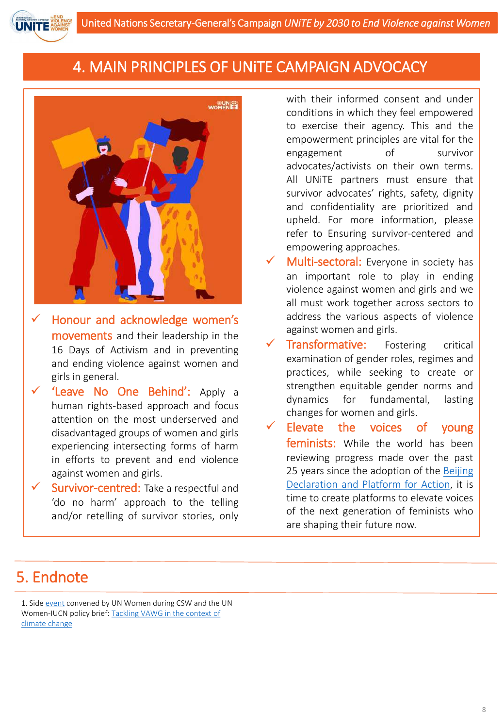## 4. MAIN PRINCIPLES OF UNiTE CAMPAIGN ADVOCACY

- ✓ **Honour and acknowledge women's movements** and their leadership in the 16 Days of Activism and in preventing and ending violence against women and girls in general.
- ✓ **'Leave No One Behind':** Apply a human rights-based approach and focus attention on the most underserved and disadvantaged groups of women and girls experiencing intersecting forms of harm in efforts to prevent and end violence against women and girls.
- ✓ **Survivor-centred:** Take a respectful and 'do no harm' approach to the telling and/or retelling of survivor stories, only with their informed consent and under conditions in which they feel empowered to exercise their agency. This and the empowerment principles are vital for the engagement of survivor advocates/activists on their own terms. All UNiTE partners must ensure that survivor advocates' rights, safety, dignity and confidentiality are prioritized and upheld. For more information, please refer to Ensuring survivor-centered and empowering approaches.
- ✓ **Multi-sectoral:** Everyone in society has an important role to play in ending violence against women and girls and we all must work together across sectors to address the various aspects of violence against women and girls.
- ✓ **Transformative:** Fostering critical examination of gender roles, regimes and practices, while seeking to create or strengthen equitable gender norms and dynamics for fundamental, lasting changes for women and girls.
- ✓ **Elevate the voices of young feminists:** While the world has been reviewing progress made over the past 25 years since the adoption of the [Beijing Declaration and Platform for Action](), it is time to create platforms to elevate voices of the next generation of feminists who are shaping their future now.

## 5. Endnote

1. Side [event]() convened by UN Women during CSW and the UN Women-IUCN policy brief: [Tackling VAWG in the context of climate change]()